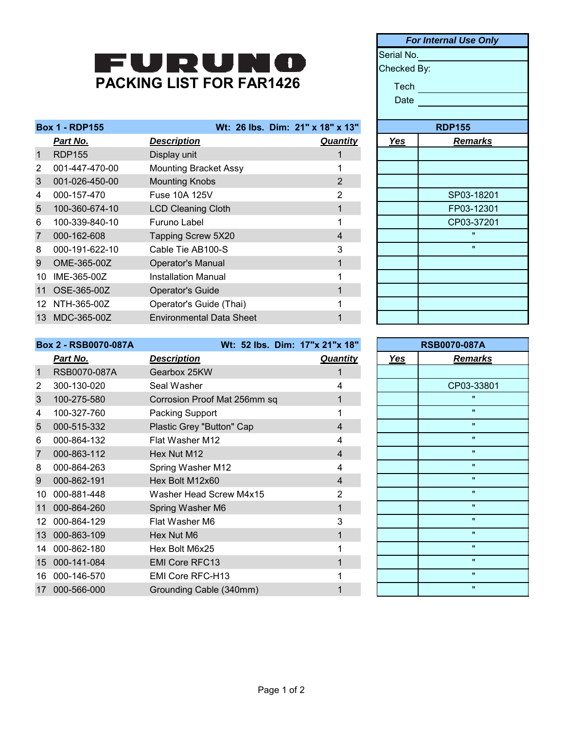# FURUNO

## PACKING LIST FOR FAR1426

| For Internal Use Only | |
|---|---|
| Serial No. | |
| Checked By: | |
| Tech | |
| Date | |

| Box 1 - RDP155 | | Wt: 26 lbs. Dim: 21" x 18" x 13" | | RDP155 | |
|---|---|---|---|---|---|
| | **Part No.** | **Description** | **Quantity** | **Yes** | **Remarks** |
| 1 | RDP155 | Display unit | 1 | | |
| 2 | 001-447-470-00 | Mounting Bracket Assy | 1 | | |
| 3 | 001-026-450-00 | Mounting Knobs | 2 | | |
| 4 | 000-157-470 | Fuse 10A 125V | 2 | | SP03-18201 |
| 5 | 100-360-674-10 | LCD Cleaning Cloth | 1 | | FP03-12301 |
| 6 | 100-339-840-10 | Furuno Label | 1 | | CP03-37201 |
| 7 | 000-162-608 | Tapping Screw 5X20 | 4 | | " |
| 8 | 000-191-622-10 | Cable Tie AB100-S | 3 | | " |
| 9 | OME-365-00Z | Operator's Manual | 1 | | |
| 10 | IME-365-00Z | Installation Manual | 1 | | |
| 11 | OSE-365-00Z | Operator's Guide | 1 | | |
| 12 | NTH-365-00Z | Operator's Guide (Thai) | 1 | | |
| 13 | MDC-365-00Z | Environmental Data Sheet | 1 | | |

| Box 2 - RSB0070-087A | | Wt: 52 lbs. Dim: 17"x 21"x 18" | | RSB0070-087A | |
|---|---|---|---|---|---|
| | **Part No.** | **Description** | **Quantity** | **Yes** | **Remarks** |
| 1 | RSB0070-087A | Gearbox 25KW | 1 | | |
| 2 | 300-130-020 | Seal Washer | 4 | | CP03-33801 |
| 3 | 100-275-580 | Corrosion Proof Mat 256mm sq | 1 | | " |
| 4 | 100-327-760 | Packing Support | 1 | | " |
| 5 | 000-515-332 | Plastic Grey "Button" Cap | 4 | | " |
| 6 | 000-864-132 | Flat Washer M12 | 4 | | " |
| 7 | 000-863-112 | Hex Nut M12 | 4 | | " |
| 8 | 000-864-263 | Spring Washer M12 | 4 | | " |
| 9 | 000-862-191 | Hex Bolt M12x60 | 4 | | " |
| 10 | 000-881-448 | Washer Head Screw M4x15 | 2 | | " |
| 11 | 000-864-260 | Spring Washer M6 | 1 | | " |
| 12 | 000-864-129 | Flat Washer M6 | 3 | | " |
| 13 | 000-863-109 | Hex Nut M6 | 1 | | " |
| 14 | 000-862-180 | Hex Bolt M6x25 | 1 | | " |
| 15 | 000-141-084 | EMI Core RFC13 | 1 | | " |
| 16 | 000-146-570 | EMI Core RFC-H13 | 1 | | " |
| 17 | 000-566-000 | Grounding Cable (340mm) | 1 | | " |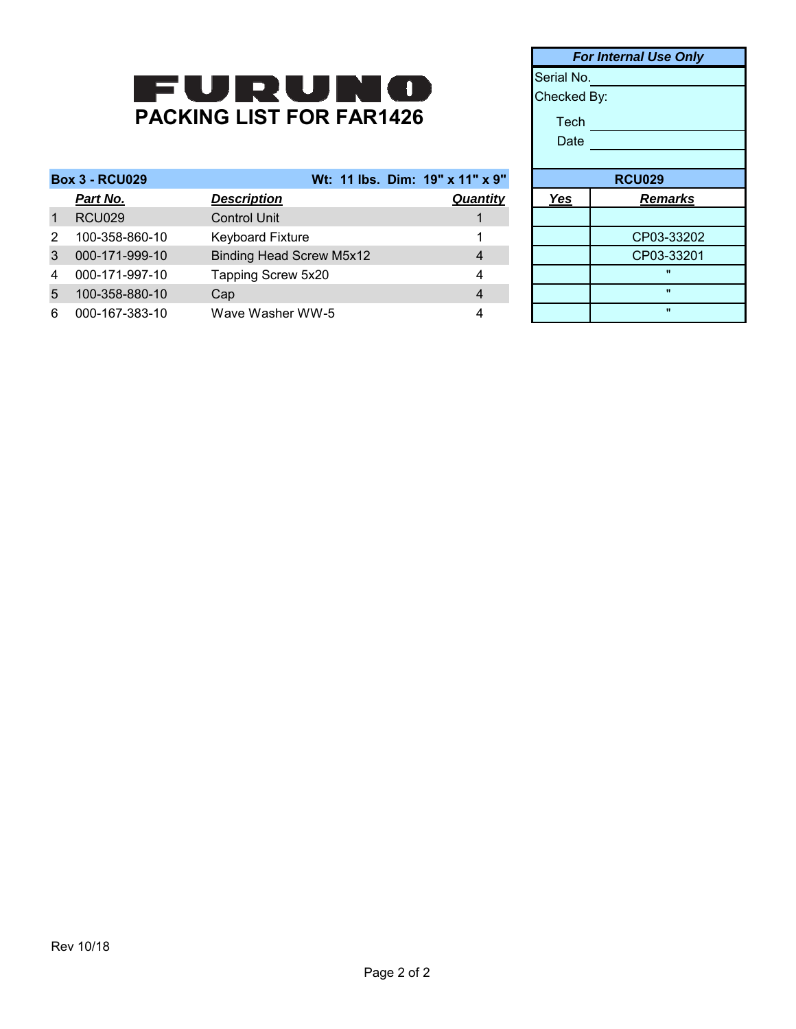# FURUNO

## PACKING LIST FOR FAR1426

| For Internal Use Only | |
| --- | --- |
| Serial No. | |
| Checked By: | |
| Tech | |
| Date | |

| Box 3 - RCU029 | | Wt: 11 lbs. Dim: 19" x 11" x 9" | | RCU029 | |
| --- | --- | --- | --- | --- | --- |
| | ***Part No.*** | ***Description*** | ***Quantity*** | ***Yes*** | ***Remarks*** |
| 1 | RCU029 | Control Unit | 1 | | |
| 2 | 100-358-860-10 | Keyboard Fixture | 1 | | CP03-33202 |
| 3 | 000-171-999-10 | Binding Head Screw M5x12 | 4 | | CP03-33201 |
| 4 | 000-171-997-10 | Tapping Screw 5x20 | 4 | | " |
| 5 | 100-358-880-10 | Cap | 4 | | " |
| 6 | 000-167-383-10 | Wave Washer WW-5 | 4 | | " |

Rev 10/18